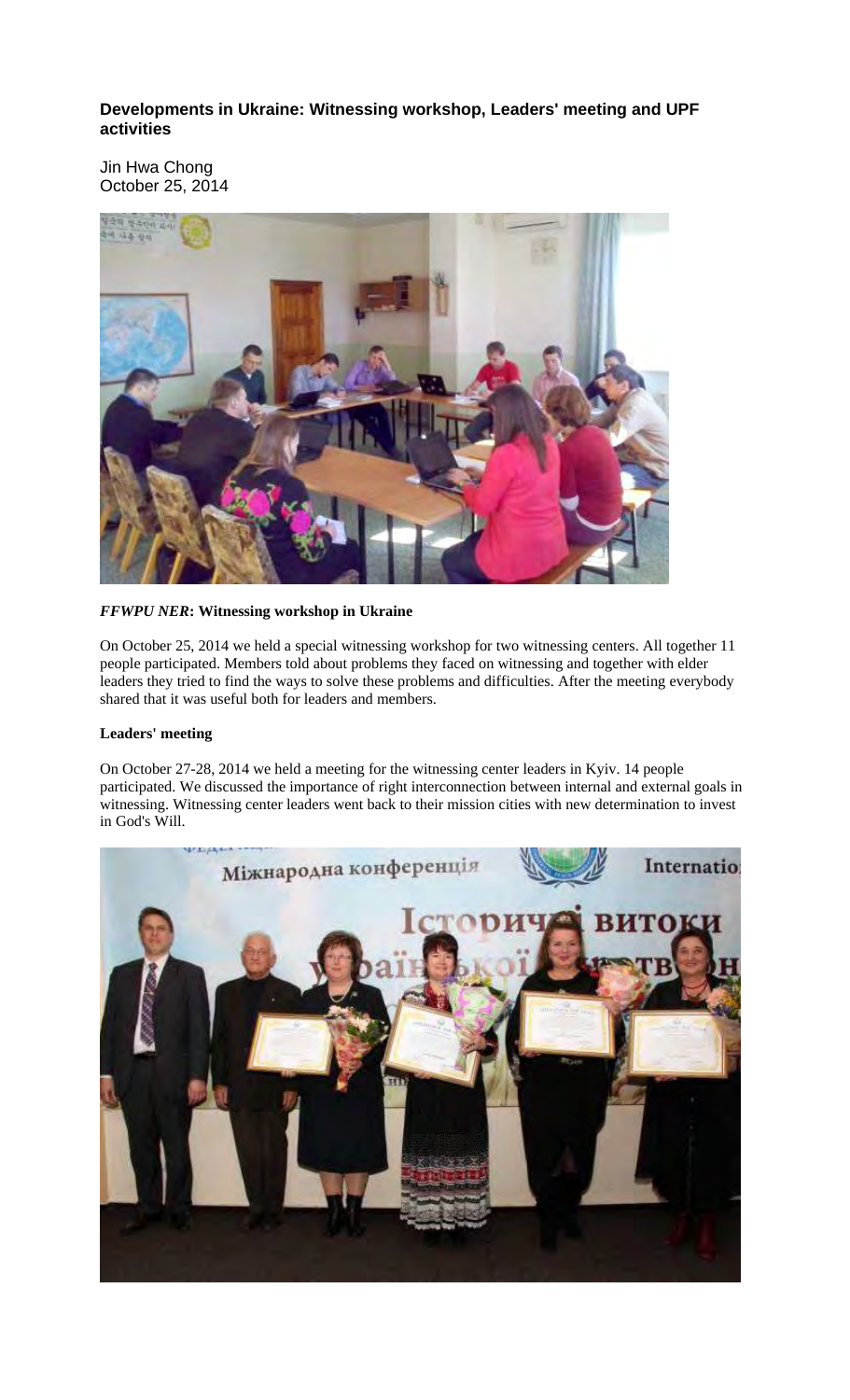## Developments in Ukraine: Witnessing workshop, Leaders' meeting and UPF activities

Jin Hwa Chong
October 25, 2014

***FFWPU NER*: Witnessing workshop in Ukraine**

On October 25, 2014 we held a special witnessing workshop for two witnessing centers. All together 11 people participated. Members told about problems they faced on witnessing and together with elder leaders they tried to find the ways to solve these problems and difficulties. After the meeting everybody shared that it was useful both for leaders and members.

**Leaders' meeting**

On October 27-28, 2014 we held a meeting for the witnessing center leaders in Kyiv. 14 people participated. We discussed the importance of right interconnection between internal and external goals in witnessing. Witnessing center leaders went back to their mission cities with new determination to invest in God's Will.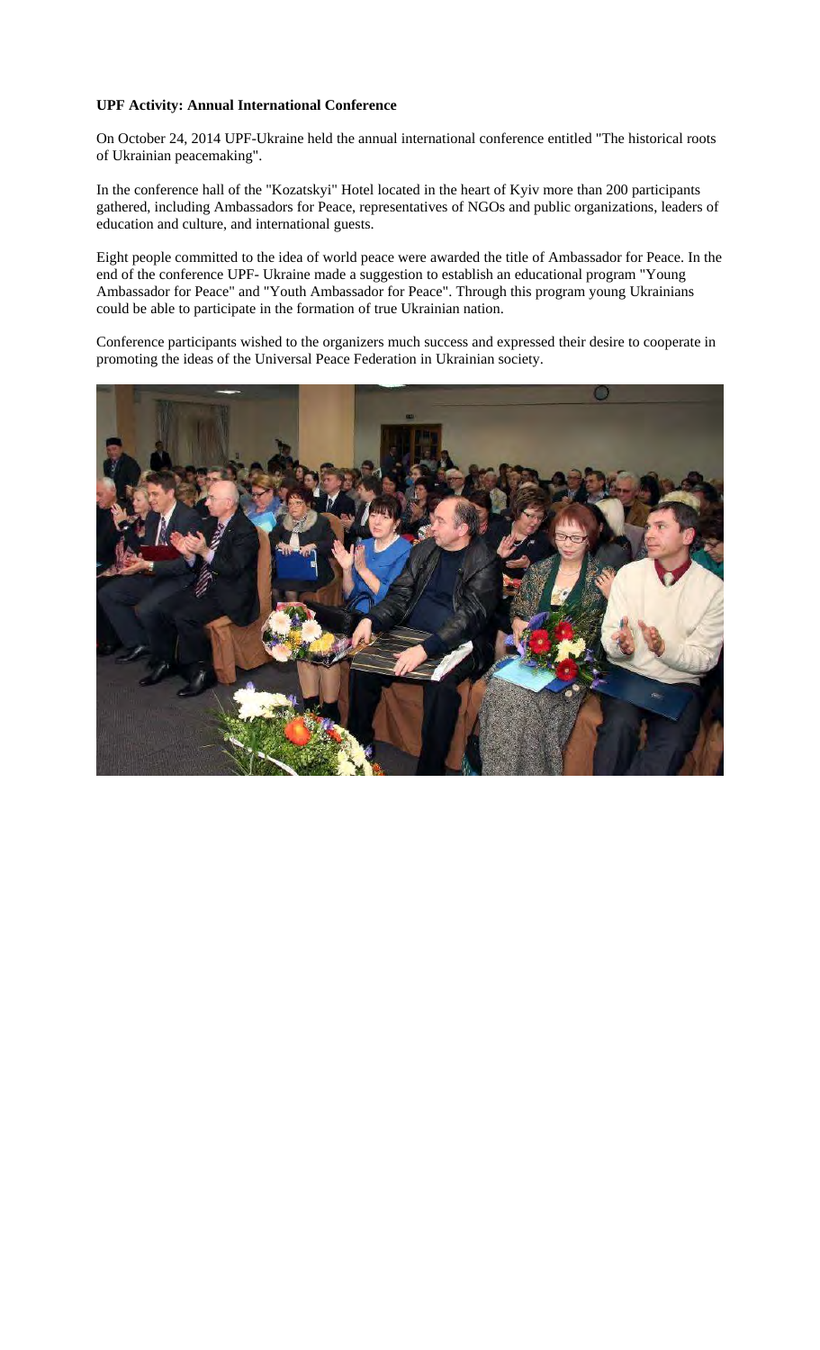**UPF Activity: Annual International Conference**

On October 24, 2014 UPF-Ukraine held the annual international conference entitled "The historical roots of Ukrainian peacemaking".

In the conference hall of the "Kozatskyi" Hotel located in the heart of Kyiv more than 200 participants gathered, including Ambassadors for Peace, representatives of NGOs and public organizations, leaders of education and culture, and international guests.

Eight people committed to the idea of world peace were awarded the title of Ambassador for Peace. In the end of the conference UPF- Ukraine made a suggestion to establish an educational program "Young Ambassador for Peace" and "Youth Ambassador for Peace". Through this program young Ukrainians could be able to participate in the formation of true Ukrainian nation.

Conference participants wished to the organizers much success and expressed their desire to cooperate in promoting the ideas of the Universal Peace Federation in Ukrainian society.